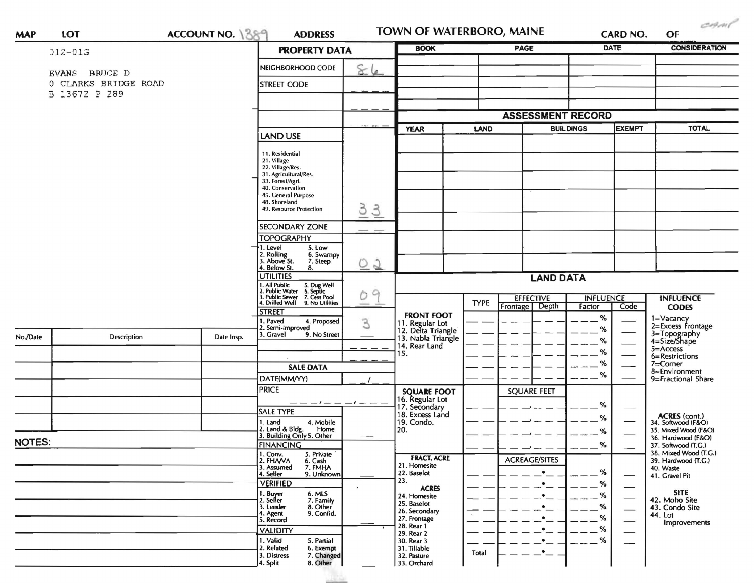| MAP | LOT | ACCOUNT NO. 1389 | ADDRESS | TOWN OF WATERBORO, MAINE | CARD NO. | OF |
|---|---|---|---|---|---|---|

camp

012-01G

EVANS BRUCE D
0 CLARKS BRIDGE ROAD
B 13672 P 289

## PROPERTY DATA

| Field | Value |
|---|---|
| NEIGHBORHOOD CODE | 86 |
| STREET CODE | _ _ _ _ |
| | _ _ _ _ |
| | _ _ _ _ |
| LAND USE (11. Residential, 21. Village, 22. Village/Res., 31. Agricultural/Res., 33. Forest/Agri., 40. Conservation, 45. General Purpose, 48. Shoreland, 49. Resource Protection) | 33 |
| SECONDARY ZONE | _ _ |
| TOPOGRAPHY (1. Level, 2. Rolling, 3. Above St., 4. Below St., 5. Low, 6. Swampy, 7. Steep, 8.) | 02 |
| UTILITIES (1. All Public, 2. Public Water, 3. Public Sewer, 4. Drilled Well, 5. Dug Well, 6. Septic, 7. Cess Pool, 9. No Utilities) | 09 |
| STREET (1. Paved, 2. Semi-Improved, 3. Gravel, 4. Proposed, 9. No Street) | 3 |
| | _ _ _ _ |
| | _ _ _ _ |

## SALE DATA

| Field | Value |
|---|---|
| DATE(MM/YY) | _ _ / _ _ |
| PRICE | _ _ _ , _ _ _ , _ _ _ |
| SALE TYPE (1. Land, 2. Land & Bldg., 3. Building Only, 4. Mobile Home, 5. Other) | |
| FINANCING (1. Conv., 2. FHA/VA, 3. Assumed, 4. Seller, 5. Private, 6. Cash, 7. FMHA, 9. Unknown) | |
| VERIFIED (1. Buyer, 2. Seller, 3. Lender, 4. Agent, 5. Record, 6. MLS, 7. Family, 8. Other, 9. Confid.) | |
| VALIDITY (1. Valid, 2. Related, 3. Distress, 4. Split, 5. Partial, 6. Exempt, 7. Changed, 8. Other) | |

| BOOK | PAGE | DATE | CONSIDERATION |
|---|---|---|---|
| | | | |
| | | | |
| | | | |
| | | | |

## ASSESSMENT RECORD

| YEAR | LAND | BUILDINGS | EXEMPT | TOTAL |
|---|---|---|---|---|
| | | | | |
| | | | | |
| | | | | |
| | | | | |
| | | | | |
| | | | | |
| | | | | |

## LAND DATA

| | TYPE | EFFECTIVE Frontage | EFFECTIVE Depth | INFLUENCE Factor | INFLUENCE Code |
|---|---|---|---|---|---|
| **FRONT FOOT** 11. Regular Lot, 12. Delta Triangle, 13. Nabla Triangle, 14. Rear Land, 15. | | | | % | |
| **SQUARE FOOT** 16. Regular Lot, 17. Secondary, 18. Excess Land, 19. Condo., 20. | | SQUARE FEET | | % | |
| **FRACT. ACRE** 21. Homesite, 22. Baselot, 23. | | ACREAGE/SITES | | % | |
| **ACRES** 24. Homesite, 25. Baselot, 26. Secondary, 27. Frontage, 28. Rear 1, 29. Rear 2, 30. Rear 3, 31. Tillable, 32. Pasture, 33. Orchard | | | | % | |
| | Total | | | | |

**INFLUENCE CODES**
1=Vacancy
2=Excess Frontage
3=Topography
4=Size/Shape
5=Access
6=Restrictions
7=Corner
8=Environment
9=Fractional Share

**ACRES (cont.)**
34. Softwood (F&O)
35. Mixed Wood (F&O)
36. Hardwood (F&O)
37. Softwood (T.G.)
38. Mixed Wood (T.G.)
39. Hardwood (T.G.)
40. Waste
41. Gravel Pit

**SITE**
42. Moho Site
43. Condo Site
44. Lot Improvements

| No./Date | Description | Date Insp. |
|---|---|---|
| | | |
| | | |
| | | |
| | | |
| | | |
| | | |

**NOTES:**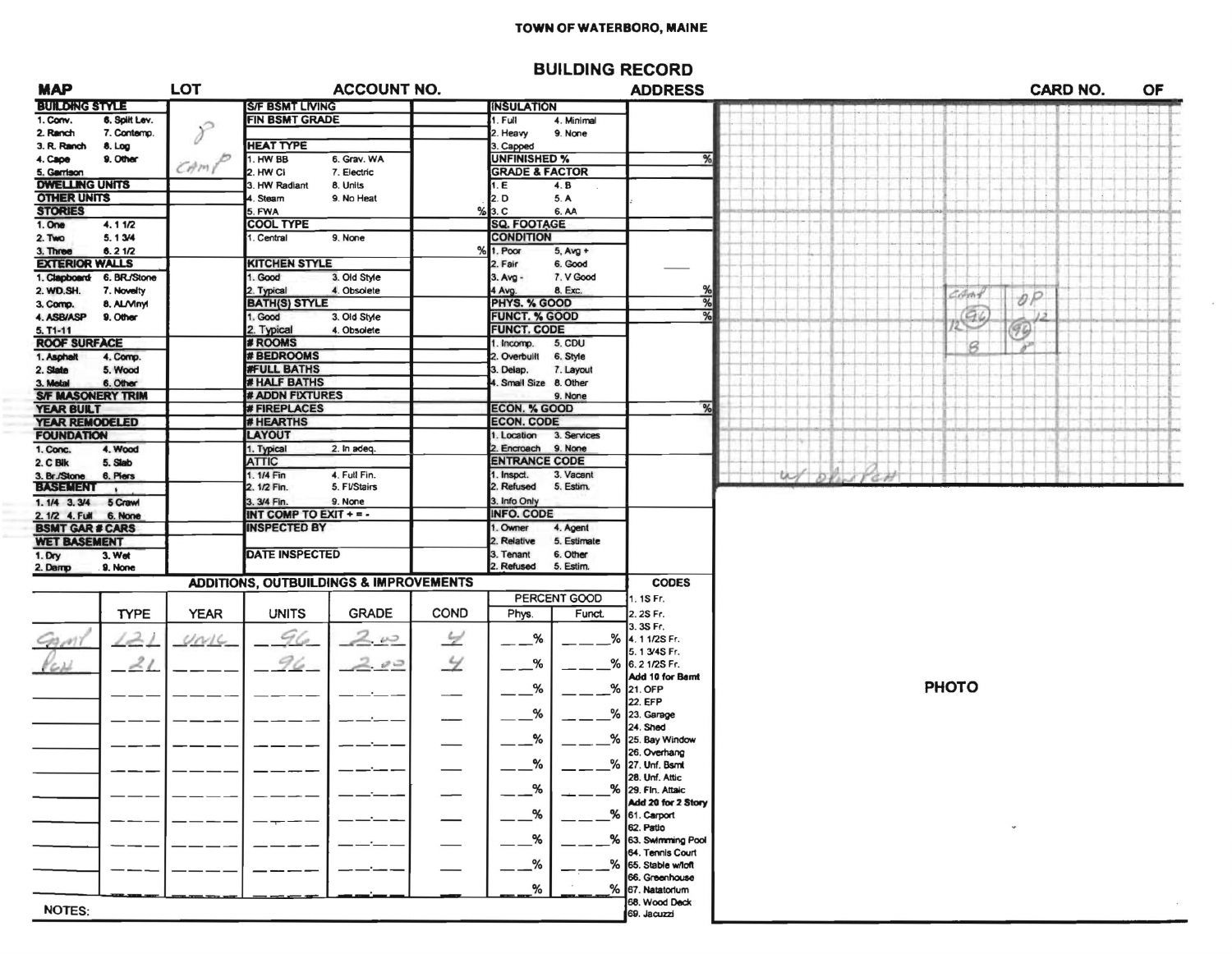**TOWN OF WATERBORO, MAINE**

# BUILDING RECORD

| MAP | LOT | ACCOUNT NO. | ADDRESS | CARD NO. | OF |
|---|---|---|---|---|---|
| | | | | | |

| | | | | | |
|---|---|---|---|---|---|
| **BUILDING STYLE** 1. Conv. 2. Ranch 3. R. Ranch 4. Cape 5. Garrison 6. Split Lev. 7. Contemp. 8. Log 9. Other | 8 CAMP | **S/F BSMT LIVING** | | **INSULATION** 1. Full 2. Heavy 3. Capped 4. Minimal 9. None | |
| **DWELLING UNITS** | | **FIN BSMT GRADE** | | **UNFINISHED %** | % |
| **OTHER UNITS** | | **HEAT TYPE** 1. HW BB 2. HW CI 3. HW Radiant 4. Steam 5. FWA 6. Grav. WA 7. Electric 8. Units 9. No Heat | % | **GRADE & FACTOR** 1. E 2. D 3. C 4. B 5. A 6. AA | |
| **STORIES** 1. One 2. Two 3. Three 4. 1 1/2 5. 1 3/4 6. 2 1/2 | | **COOL TYPE** 1. Central 9. None | % | **SQ. FOOTAGE** | |
| **EXTERIOR WALLS** 1. Clapboard 2. WD.SH. 3. Comp. 4. ASB/ASP 5. T1-11 6. BR/Stone 7. Novelty 8. AL/Vinyl 9. Other | | **KITCHEN STYLE** 1. Good 2. Typical 3. Old Style 4. Obsolete | | **CONDITION** 1. Poor 2. Fair 3. Avg - 4 Avg. 5. Avg + 6. Good 7. V Good 8. Exc. | |
| **ROOF SURFACE** 1. Asphalt 2. Slate 3. Metal 4. Comp. 5. Wood 6. Other | | **BATH(S) STYLE** 1. Good 2. Typical 3. Old Style 4. Obsolete | | **PHYS. % GOOD** | % |
| **S/F MASONERY TRIM** | | **# ROOMS** | | **FUNCT. % GOOD** | % |
| **YEAR BUILT** | | **# BEDROOMS** | | **FUNCT. CODE** 1. Incomp. 2. Overbuilt 3. Delap. 4. Small Size 5. CDU 6. Style 7. Layout 8. Other 9. None | |
| **YEAR REMODELED** | | **#FULL BATHS** | | | |
| **FOUNDATION** 1. Conc. 2. C Blk 3. Br./Stone 4. Wood 5. Slab 6. Piers | | **# HALF BATHS** | | | |
| **BASEMENT** 1. 1/4 2. 1/2 3. 3/4 4. Full 5 Crawl 6. None | | **# ADDN FIXTURES** | | **ECON. % GOOD** | % |
| **BSMT GAR # CARS** | | **# FIREPLACES** | | **ECON. CODE** 1. Location 2. Encroach 3. Services 9. None | |
| **WET BASEMENT** 1. Dry 2. Damp 3. Wet 9. None | | **# HEARTHS** | | **ENTRANCE CODE** 1. Inspct. 2. Refused 3. Info Only 3. Vacant 5. Estim. | |
| | | **LAYOUT** 1. Typical 2. In adeq. | | **INFO. CODE** 1. Owner 2. Relative 3. Tenant 2. Refused 4. Agent 5. Estimate 6. Other 5. Estim. | |
| | | **ATTIC** 1. 1/4 Fin 2. 1/2 Fin. 3. 3/4 Fin. 4. Full Fin. 5. Fl/Stairs 9. None | | | |
| | | **INT COMP TO EXIT + = -** | | | |
| | | **INSPECTED BY** | | | |
| | | **DATE INSPECTED** | | | |

Sketch: Camp 12 (96) 8; OP 12 (96) 8; w/ Open Pch

## ADDITIONS, OUTBUILDINGS & IMPROVEMENTS

| | TYPE | YEAR | UNITS | GRADE | COND | PERCENT GOOD Phys. | Funct. |
|---|---|---|---|---|---|---|---|
| Camp | 121 | unk | 96 | 2.00 | 4 | % | % |
| Pch | 21 | | 96 | 2.00 | 4 | % | % |
| | | | | | | % | % |
| | | | | | | % | % |
| | | | | | | % | % |
| | | | | | | % | % |
| | | | | | | % | % |
| | | | | | | % | % |
| | | | | | | % | % |
| | | | | | | % | % |
| | | | | | | % | % |

**CODES**
1. 1S Fr.
2. 2S Fr.
3. 3S Fr.
4. 1 1/2S Fr.
5. 1 3/4S Fr.
6. 2 1/2S Fr.

**Add 10 for Bsmt**
21. OFP
22. EFP
23. Garage
24. Shed
25. Bay Window
26. Overhang
27. Unf. Bsmt
28. Unf. Attic
29. Fin. Attaic

**Add 20 for 2 Story**
61. Carport
62. Patio
63. Swimming Pool
64. Tennis Court
65. Stable w/loft
66. Greenhouse
67. Natatorium
68. Wood Deck
69. Jacuzzi

NOTES:

**PHOTO**